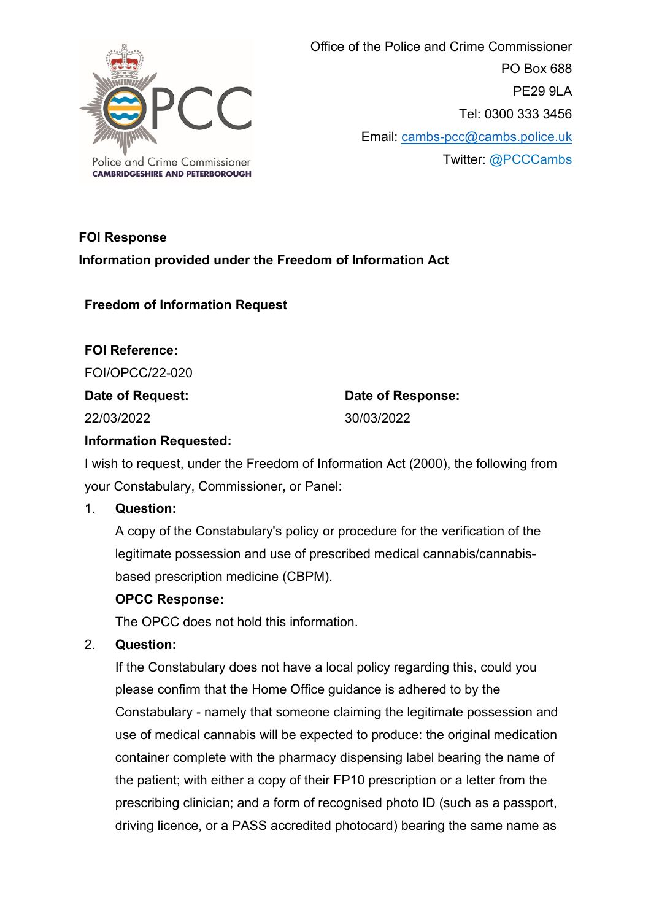Police and Crime Commissioner
CAMBRIDGESHIRE AND PETERBOROUGH

Office of the Police and Crime Commissioner
PO Box 688
PE29 9LA
Tel: 0300 333 3456
Email: cambs-pcc@cambs.police.uk
Twitter: @PCCCambs

**FOI Response**

**Information provided under the Freedom of Information Act**

**Freedom of Information Request**

**FOI Reference:**

FOI/OPCC/22-020

| **Date of Request:** | **Date of Response:** |
|---|---|
| 22/03/2022 | 30/03/2022 |

**Information Requested:**

I wish to request, under the Freedom of Information Act (2000), the following from your Constabulary, Commissioner, or Panel:

1. **Question:**

   A copy of the Constabulary's policy or procedure for the verification of the legitimate possession and use of prescribed medical cannabis/cannabis-based prescription medicine (CBPM).

   **OPCC Response:**

   The OPCC does not hold this information.

2. **Question:**

   If the Constabulary does not have a local policy regarding this, could you please confirm that the Home Office guidance is adhered to by the Constabulary - namely that someone claiming the legitimate possession and use of medical cannabis will be expected to produce: the original medication container complete with the pharmacy dispensing label bearing the name of the patient; with either a copy of their FP10 prescription or a letter from the prescribing clinician; and a form of recognised photo ID (such as a passport, driving licence, or a PASS accredited photocard) bearing the same name as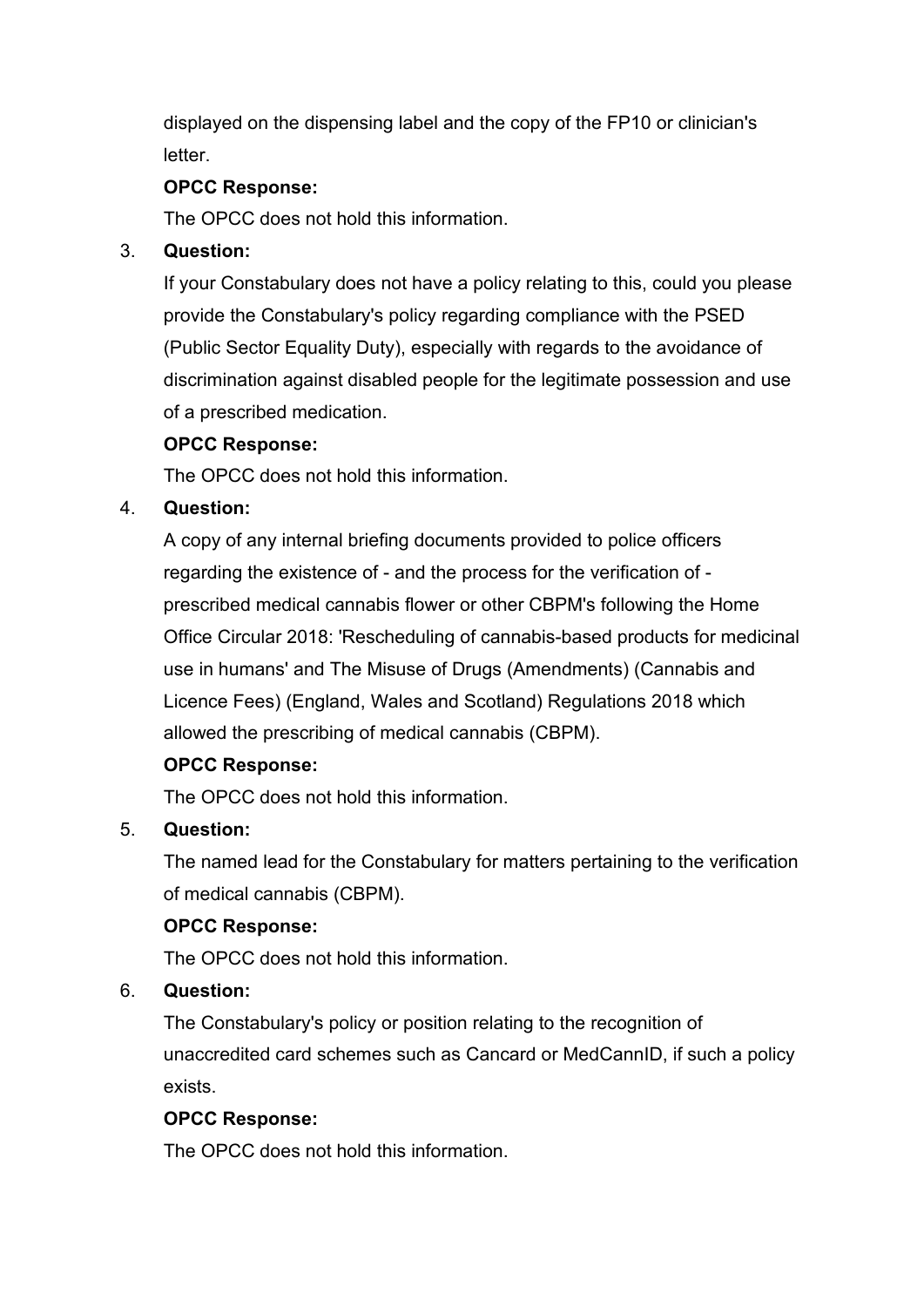displayed on the dispensing label and the copy of the FP10 or clinician's letter.

**OPCC Response:**

The OPCC does not hold this information.

3. **Question:**

   If your Constabulary does not have a policy relating to this, could you please provide the Constabulary's policy regarding compliance with the PSED (Public Sector Equality Duty), especially with regards to the avoidance of discrimination against disabled people for the legitimate possession and use of a prescribed medication.

   **OPCC Response:**

   The OPCC does not hold this information.

4. **Question:**

   A copy of any internal briefing documents provided to police officers regarding the existence of - and the process for the verification of - prescribed medical cannabis flower or other CBPM's following the Home Office Circular 2018: 'Rescheduling of cannabis-based products for medicinal use in humans' and The Misuse of Drugs (Amendments) (Cannabis and Licence Fees) (England, Wales and Scotland) Regulations 2018 which allowed the prescribing of medical cannabis (CBPM).

   **OPCC Response:**

   The OPCC does not hold this information.

5. **Question:**

   The named lead for the Constabulary for matters pertaining to the verification of medical cannabis (CBPM).

   **OPCC Response:**

   The OPCC does not hold this information.

6. **Question:**

   The Constabulary's policy or position relating to the recognition of unaccredited card schemes such as Cancard or MedCannID, if such a policy exists.

   **OPCC Response:**

   The OPCC does not hold this information.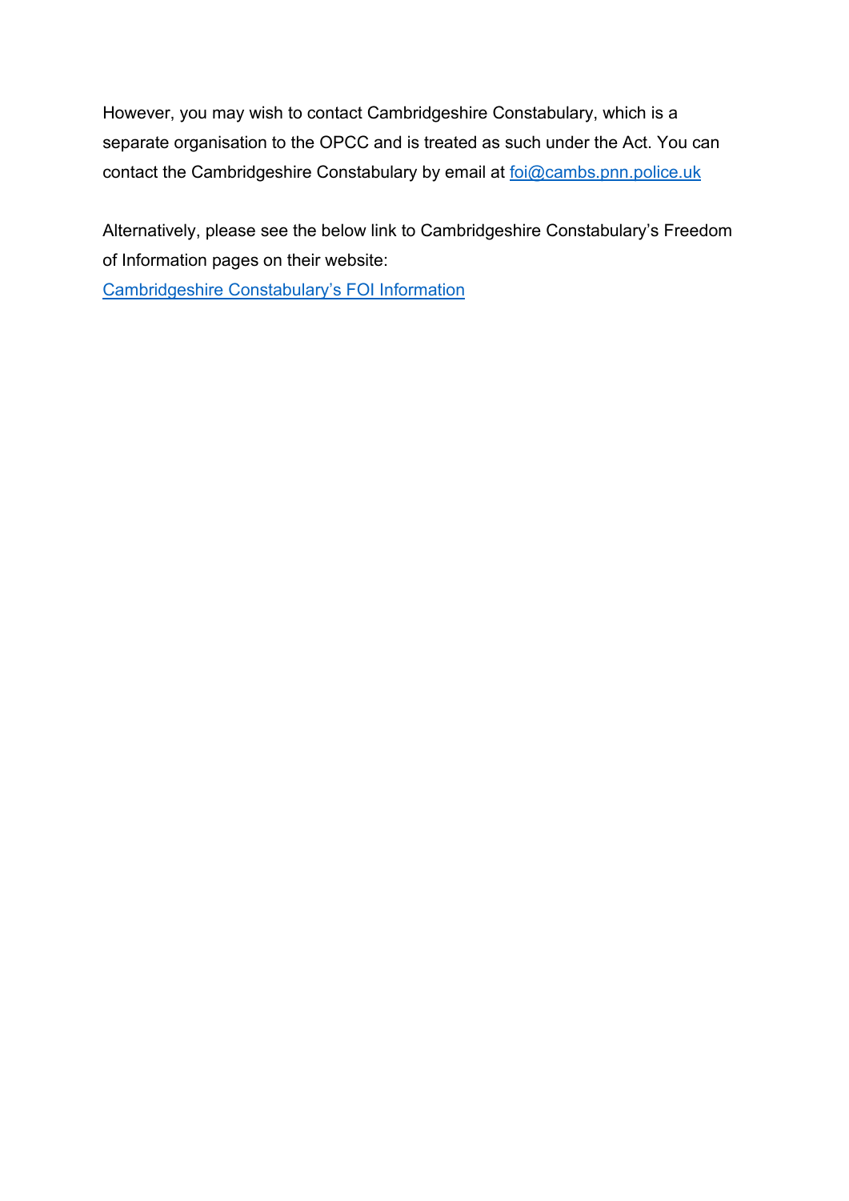However, you may wish to contact Cambridgeshire Constabulary, which is a separate organisation to the OPCC and is treated as such under the Act. You can contact the Cambridgeshire Constabulary by email at foi@cambs.pnn.police.uk

Alternatively, please see the below link to Cambridgeshire Constabulary's Freedom of Information pages on their website:
Cambridgeshire Constabulary's FOI Information